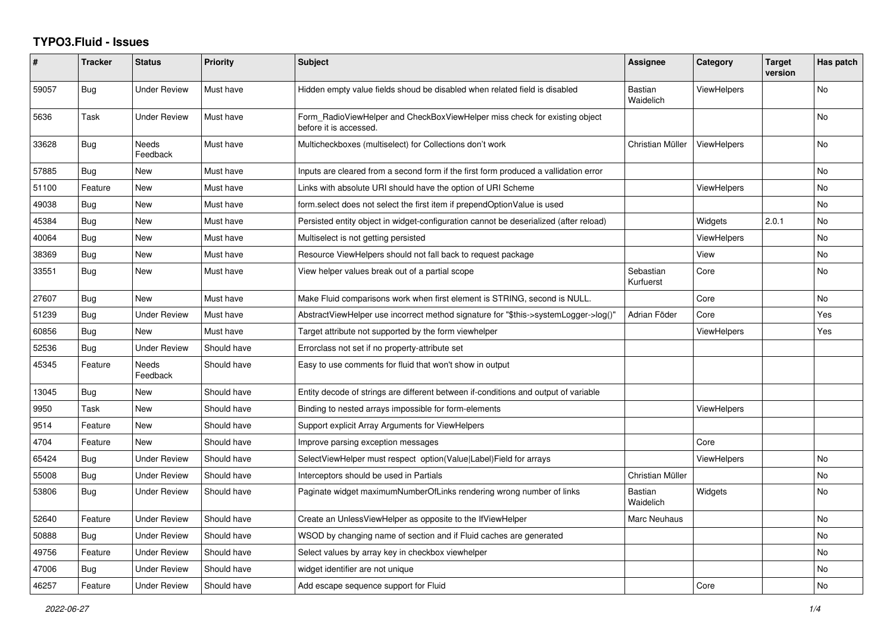# TYPO3.Fluid - Issues

| # | Tracker | Status | Priority | Subject | Assignee | Category | Target version | Has patch |
|---|---|---|---|---|---|---|---|---|
| 59057 | Bug | Under Review | Must have | Hidden empty value fields shoud be disabled when related field is disabled | Bastian Waidelich | ViewHelpers | | No |
| 5636 | Task | Under Review | Must have | Form_RadioViewHelper and CheckBoxViewHelper miss check for existing object before it is accessed. | | | | No |
| 33628 | Bug | Needs Feedback | Must have | Multicheckboxes (multiselect) for Collections don't work | Christian Müller | ViewHelpers | | No |
| 57885 | Bug | New | Must have | Inputs are cleared from a second form if the first form produced a vallidation error | | | | No |
| 51100 | Feature | New | Must have | Links with absolute URI should have the option of URI Scheme | | ViewHelpers | | No |
| 49038 | Bug | New | Must have | form.select does not select the first item if prependOptionValue is used | | | | No |
| 45384 | Bug | New | Must have | Persisted entity object in widget-configuration cannot be deserialized (after reload) | | Widgets | 2.0.1 | No |
| 40064 | Bug | New | Must have | Multiselect is not getting persisted | | ViewHelpers | | No |
| 38369 | Bug | New | Must have | Resource ViewHelpers should not fall back to request package | | View | | No |
| 33551 | Bug | New | Must have | View helper values break out of a partial scope | Sebastian Kurfuerst | Core | | No |
| 27607 | Bug | New | Must have | Make Fluid comparisons work when first element is STRING, second is NULL. | | Core | | No |
| 51239 | Bug | Under Review | Must have | AbstractViewHelper use incorrect method signature for "$this->systemLogger->log()" | Adrian Föder | Core | | Yes |
| 60856 | Bug | New | Must have | Target attribute not supported by the form viewhelper | | ViewHelpers | | Yes |
| 52536 | Bug | Under Review | Should have | Errorclass not set if no property-attribute set | | | | |
| 45345 | Feature | Needs Feedback | Should have | Easy to use comments for fluid that won't show in output | | | | |
| 13045 | Bug | New | Should have | Entity decode of strings are different between if-conditions and output of variable | | | | |
| 9950 | Task | New | Should have | Binding to nested arrays impossible for form-elements | | ViewHelpers | | |
| 9514 | Feature | New | Should have | Support explicit Array Arguments for ViewHelpers | | | | |
| 4704 | Feature | New | Should have | Improve parsing exception messages | | Core | | |
| 65424 | Bug | Under Review | Should have | SelectViewHelper must respect option(Value\|Label)Field for arrays | | ViewHelpers | | No |
| 55008 | Bug | Under Review | Should have | Interceptors should be used in Partials | Christian Müller | | | No |
| 53806 | Bug | Under Review | Should have | Paginate widget maximumNumberOfLinks rendering wrong number of links | Bastian Waidelich | Widgets | | No |
| 52640 | Feature | Under Review | Should have | Create an UnlessViewHelper as opposite to the IfViewHelper | Marc Neuhaus | | | No |
| 50888 | Bug | Under Review | Should have | WSOD by changing name of section and if Fluid caches are generated | | | | No |
| 49756 | Feature | Under Review | Should have | Select values by array key in checkbox viewhelper | | | | No |
| 47006 | Bug | Under Review | Should have | widget identifier are not unique | | | | No |
| 46257 | Feature | Under Review | Should have | Add escape sequence support for Fluid | | Core | | No |

*2022-06-27*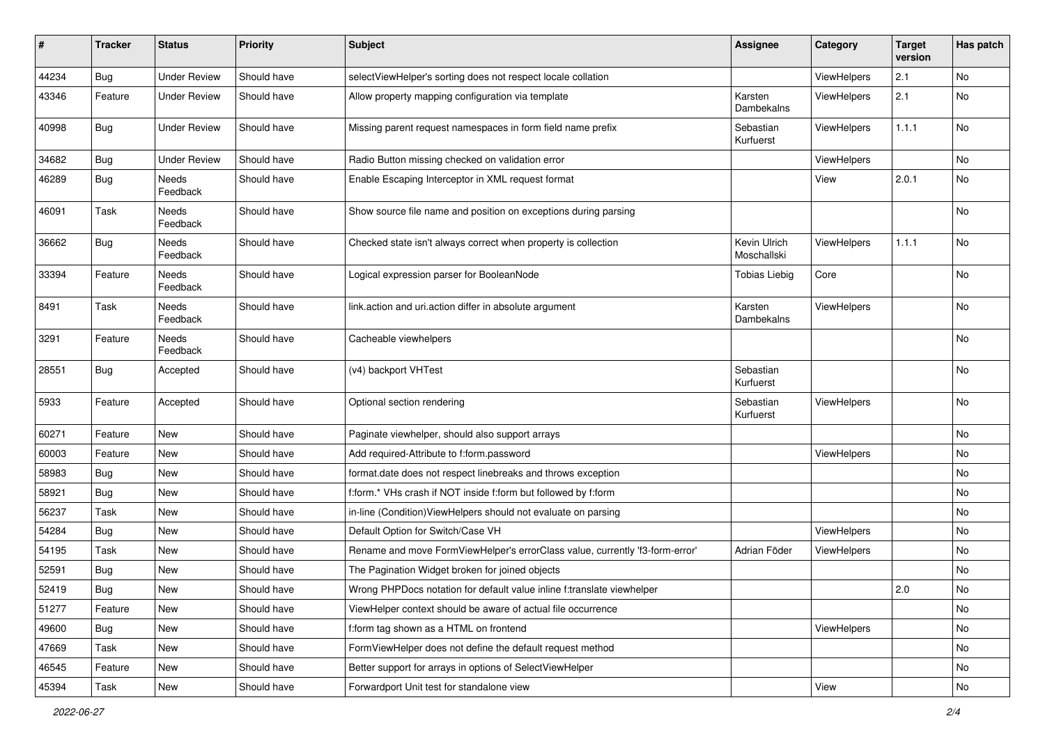| # | Tracker | Status | Priority | Subject | Assignee | Category | Target version | Has patch |
|---|---|---|---|---|---|---|---|---|
| 44234 | Bug | Under Review | Should have | selectViewHelper's sorting does not respect locale collation | | ViewHelpers | 2.1 | No |
| 43346 | Feature | Under Review | Should have | Allow property mapping configuration via template | Karsten Dambekalns | ViewHelpers | 2.1 | No |
| 40998 | Bug | Under Review | Should have | Missing parent request namespaces in form field name prefix | Sebastian Kurfuerst | ViewHelpers | 1.1.1 | No |
| 34682 | Bug | Under Review | Should have | Radio Button missing checked on validation error | | ViewHelpers | | No |
| 46289 | Bug | Needs Feedback | Should have | Enable Escaping Interceptor in XML request format | | View | 2.0.1 | No |
| 46091 | Task | Needs Feedback | Should have | Show source file name and position on exceptions during parsing | | | | No |
| 36662 | Bug | Needs Feedback | Should have | Checked state isn't always correct when property is collection | Kevin Ulrich Moschallski | ViewHelpers | 1.1.1 | No |
| 33394 | Feature | Needs Feedback | Should have | Logical expression parser for BooleanNode | Tobias Liebig | Core | | No |
| 8491 | Task | Needs Feedback | Should have | link.action and uri.action differ in absolute argument | Karsten Dambekalns | ViewHelpers | | No |
| 3291 | Feature | Needs Feedback | Should have | Cacheable viewhelpers | | | | No |
| 28551 | Bug | Accepted | Should have | (v4) backport VHTest | Sebastian Kurfuerst | | | No |
| 5933 | Feature | Accepted | Should have | Optional section rendering | Sebastian Kurfuerst | ViewHelpers | | No |
| 60271 | Feature | New | Should have | Paginate viewhelper, should also support arrays | | | | No |
| 60003 | Feature | New | Should have | Add required-Attribute to f:form.password | | ViewHelpers | | No |
| 58983 | Bug | New | Should have | format.date does not respect linebreaks and throws exception | | | | No |
| 58921 | Bug | New | Should have | f:form.* VHs crash if NOT inside f:form but followed by f:form | | | | No |
| 56237 | Task | New | Should have | in-line (Condition)ViewHelpers should not evaluate on parsing | | | | No |
| 54284 | Bug | New | Should have | Default Option for Switch/Case VH | | ViewHelpers | | No |
| 54195 | Task | New | Should have | Rename and move FormViewHelper's errorClass value, currently 'f3-form-error' | Adrian Föder | ViewHelpers | | No |
| 52591 | Bug | New | Should have | The Pagination Widget broken for joined objects | | | | No |
| 52419 | Bug | New | Should have | Wrong PHPDocs notation for default value inline f:translate viewhelper | | | 2.0 | No |
| 51277 | Feature | New | Should have | ViewHelper context should be aware of actual file occurrence | | | | No |
| 49600 | Bug | New | Should have | f:form tag shown as a HTML on frontend | | ViewHelpers | | No |
| 47669 | Task | New | Should have | FormViewHelper does not define the default request method | | | | No |
| 46545 | Feature | New | Should have | Better support for arrays in options of SelectViewHelper | | | | No |
| 45394 | Task | New | Should have | Forwardport Unit test for standalone view | | View | | No |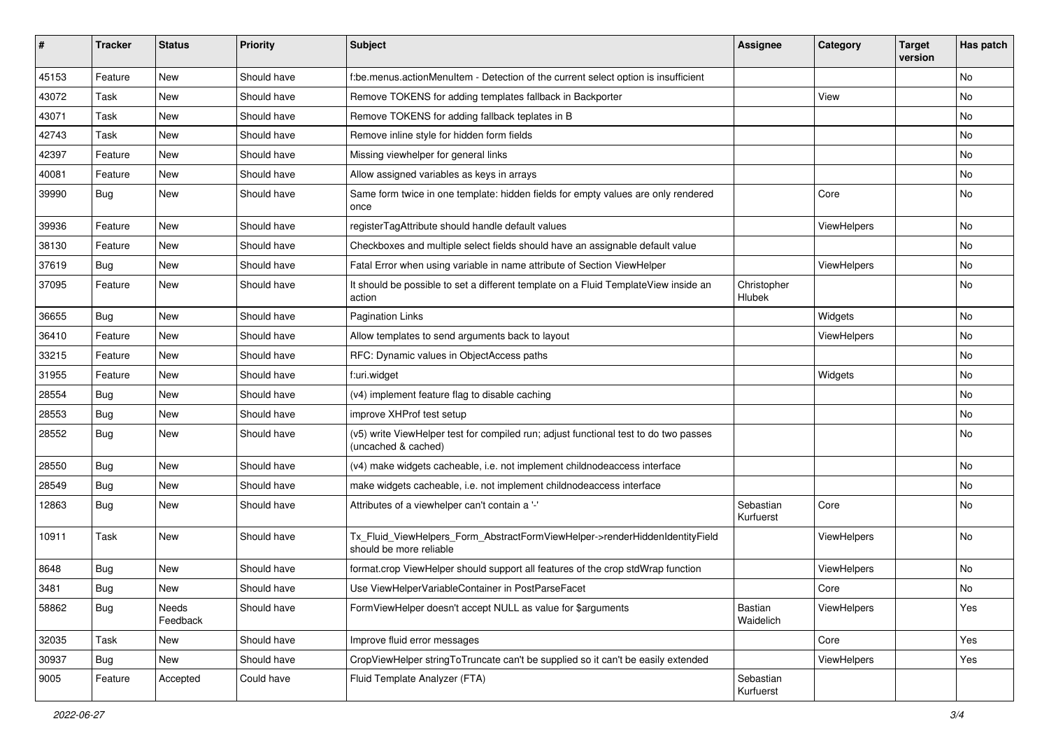| # | Tracker | Status | Priority | Subject | Assignee | Category | Target version | Has patch |
|---|---|---|---|---|---|---|---|---|
| 45153 | Feature | New | Should have | f:be.menus.actionMenuItem - Detection of the current select option is insufficient | | | | No |
| 43072 | Task | New | Should have | Remove TOKENS for adding templates fallback in Backporter | | View | | No |
| 43071 | Task | New | Should have | Remove TOKENS for adding fallback teplates in B | | | | No |
| 42743 | Task | New | Should have | Remove inline style for hidden form fields | | | | No |
| 42397 | Feature | New | Should have | Missing viewhelper for general links | | | | No |
| 40081 | Feature | New | Should have | Allow assigned variables as keys in arrays | | | | No |
| 39990 | Bug | New | Should have | Same form twice in one template: hidden fields for empty values are only rendered once | | Core | | No |
| 39936 | Feature | New | Should have | registerTagAttribute should handle default values | | ViewHelpers | | No |
| 38130 | Feature | New | Should have | Checkboxes and multiple select fields should have an assignable default value | | | | No |
| 37619 | Bug | New | Should have | Fatal Error when using variable in name attribute of Section ViewHelper | | ViewHelpers | | No |
| 37095 | Feature | New | Should have | It should be possible to set a different template on a Fluid TemplateView inside an action | Christopher Hlubek | | | No |
| 36655 | Bug | New | Should have | Pagination Links | | Widgets | | No |
| 36410 | Feature | New | Should have | Allow templates to send arguments back to layout | | ViewHelpers | | No |
| 33215 | Feature | New | Should have | RFC: Dynamic values in ObjectAccess paths | | | | No |
| 31955 | Feature | New | Should have | f:uri.widget | | Widgets | | No |
| 28554 | Bug | New | Should have | (v4) implement feature flag to disable caching | | | | No |
| 28553 | Bug | New | Should have | improve XHProf test setup | | | | No |
| 28552 | Bug | New | Should have | (v5) write ViewHelper test for compiled run; adjust functional test to do two passes (uncached & cached) | | | | No |
| 28550 | Bug | New | Should have | (v4) make widgets cacheable, i.e. not implement childnodeaccess interface | | | | No |
| 28549 | Bug | New | Should have | make widgets cacheable, i.e. not implement childnodeaccess interface | | | | No |
| 12863 | Bug | New | Should have | Attributes of a viewhelper can't contain a '-' | Sebastian Kurfuerst | Core | | No |
| 10911 | Task | New | Should have | Tx_Fluid_ViewHelpers_Form_AbstractFormViewHelper->renderHiddenIdentityField should be more reliable | | ViewHelpers | | No |
| 8648 | Bug | New | Should have | format.crop ViewHelper should support all features of the crop stdWrap function | | ViewHelpers | | No |
| 3481 | Bug | New | Should have | Use ViewHelperVariableContainer in PostParseFacet | | Core | | No |
| 58862 | Bug | Needs Feedback | Should have | FormViewHelper doesn't accept NULL as value for $arguments | Bastian Waidelich | ViewHelpers | | Yes |
| 32035 | Task | New | Should have | Improve fluid error messages | | Core | | Yes |
| 30937 | Bug | New | Should have | CropViewHelper stringToTruncate can't be supplied so it can't be easily extended | | ViewHelpers | | Yes |
| 9005 | Feature | Accepted | Could have | Fluid Template Analyzer (FTA) | Sebastian Kurfuerst | | | |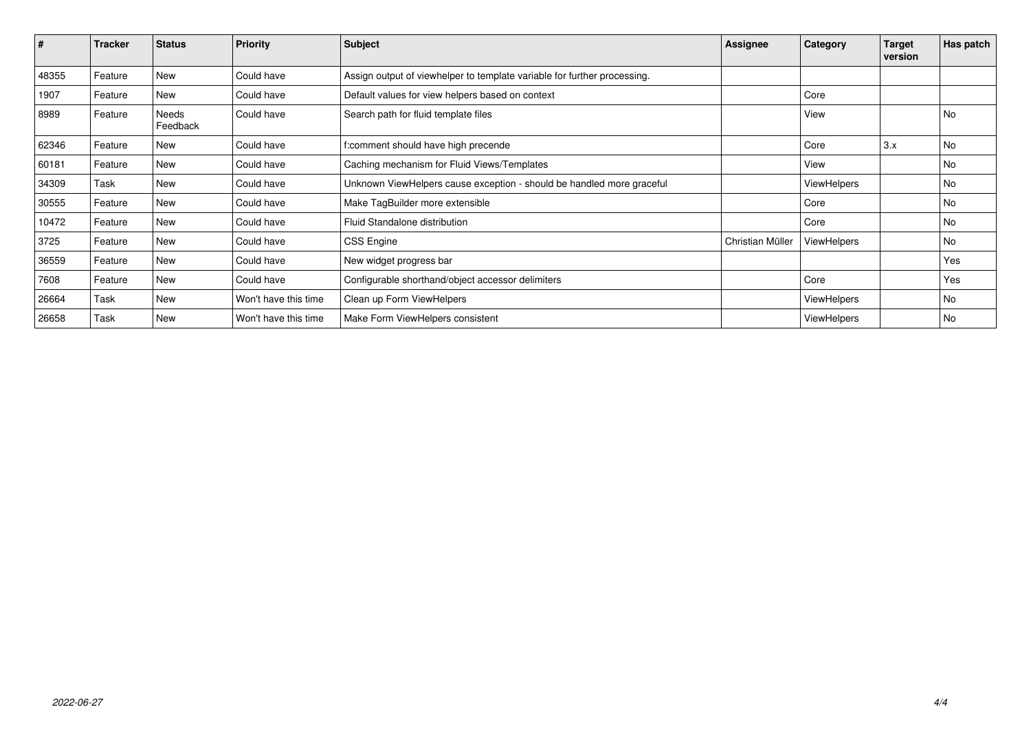| # | Tracker | Status | Priority | Subject | Assignee | Category | Target version | Has patch |
|---|---|---|---|---|---|---|---|---|
| 48355 | Feature | New | Could have | Assign output of viewhelper to template variable for further processing. | | | | |
| 1907 | Feature | New | Could have | Default values for view helpers based on context | | Core | | |
| 8989 | Feature | Needs Feedback | Could have | Search path for fluid template files | | View | | No |
| 62346 | Feature | New | Could have | f:comment should have high precende | | Core | 3.x | No |
| 60181 | Feature | New | Could have | Caching mechanism for Fluid Views/Templates | | View | | No |
| 34309 | Task | New | Could have | Unknown ViewHelpers cause exception - should be handled more graceful | | ViewHelpers | | No |
| 30555 | Feature | New | Could have | Make TagBuilder more extensible | | Core | | No |
| 10472 | Feature | New | Could have | Fluid Standalone distribution | | Core | | No |
| 3725 | Feature | New | Could have | CSS Engine | Christian Müller | ViewHelpers | | No |
| 36559 | Feature | New | Could have | New widget progress bar | | | | Yes |
| 7608 | Feature | New | Could have | Configurable shorthand/object accessor delimiters | | Core | | Yes |
| 26664 | Task | New | Won't have this time | Clean up Form ViewHelpers | | ViewHelpers | | No |
| 26658 | Task | New | Won't have this time | Make Form ViewHelpers consistent | | ViewHelpers | | No |